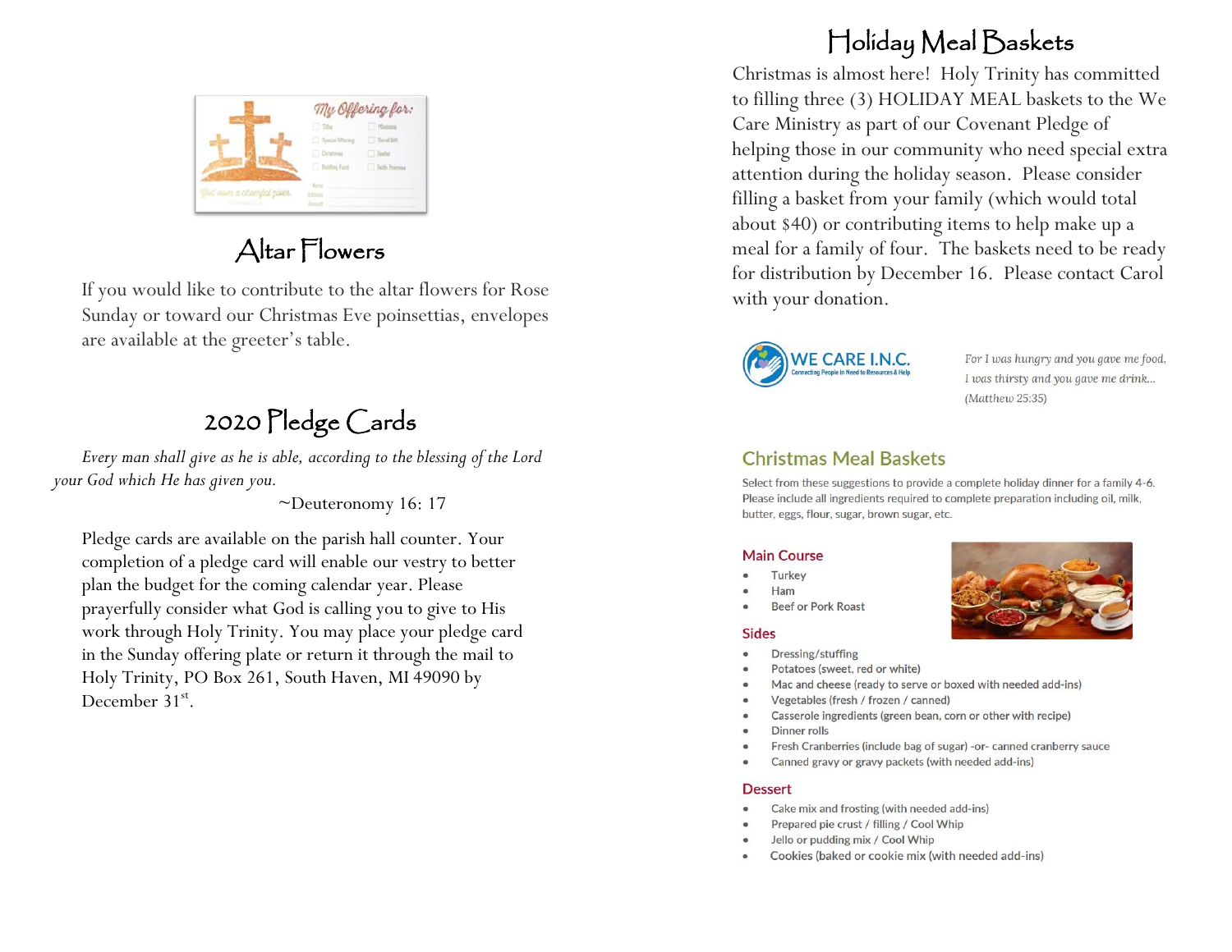## Altar Flowers

If you would like to contribute to the altar flowers for Rose Sunday or toward our Christmas Eve poinsettias, envelopes are available at the greeter's table.

## 2020 Pledge Cards

*Every man shall give as he is able, according to the blessing of the Lord your God which He has given you.*

~Deuteronomy 16: 17

Pledge cards are available on the parish hall counter. Your completion of a pledge card will enable our vestry to better plan the budget for the coming calendar year. Please prayerfully consider what God is calling you to give to His work through Holy Trinity. You may place your pledge card in the Sunday offering plate or return it through the mail to Holy Trinity, PO Box 261, South Haven, MI 49090 by December 31st.

## Holiday Meal Baskets

Christmas is almost here! Holy Trinity has committed to filling three (3) HOLIDAY MEAL baskets to the We Care Ministry as part of our Covenant Pledge of helping those in our community who need special extra attention during the holiday season. Please consider filling a basket from your family (which would total about $40) or contributing items to help make up a meal for a family of four. The baskets need to be ready for distribution by December 16. Please contact Carol with your donation.

WE CARE I.N.C.
Connecting People in Need to Resources & Help

*For I was hungry and you gave me food, I was thirsty and you gave me drink...* (*Matthew 25:35*)

### Christmas Meal Baskets

Select from these suggestions to provide a complete holiday dinner for a family 4-6. Please include all ingredients required to complete preparation including oil, milk, butter, eggs, flour, sugar, brown sugar, etc.

#### Main Course

- Turkey
- Ham
- Beef or Pork Roast

#### Sides

- Dressing/stuffing
- Potatoes (sweet, red or white)
- Mac and cheese (ready to serve or boxed with needed add-ins)
- Vegetables (fresh / frozen / canned)
- Casserole ingredients (green bean, corn or other with recipe)
- Dinner rolls
- Fresh Cranberries (include bag of sugar) -or- canned cranberry sauce
- Canned gravy or gravy packets (with needed add-ins)

#### Dessert

- Cake mix and frosting (with needed add-ins)
- Prepared pie crust / filling / Cool Whip
- Jello or pudding mix / Cool Whip
- Cookies (baked or cookie mix (with needed add-ins)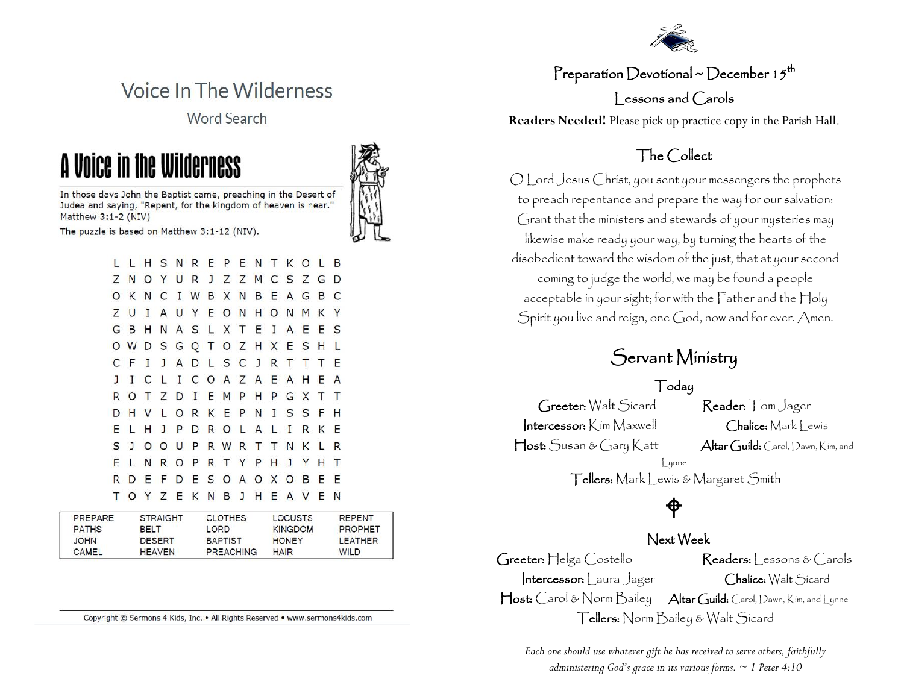# Voice In The Wilderness

Word Search

## A Voice in the Wilderness

In those days John the Baptist came, preaching in the Desert of Judea and saying, "Repent, for the kingdom of heaven is near." Matthew 3:1-2 (NIV)

The puzzle is based on Matthew 3:1-12 (NIV).

```
L L H S N R E P E N T K O L B
Z N O Y U R J Z Z M C S Z G D
O K N C I W B X N B E A G B C
Z U I A U Y E O N H O N M K Y
G B H N A S L X T E I A E E S
O W D S G Q T O Z H X E S H L
C F I J A D L S C J R T T T E
J I C L I C O A Z A E A H E A
R O T Z D I E M P H P G X T T
D H V L O R K E P N I S S F H
E L H J P D R O L A L I R K E
S J O O U P R W R T T N K L R
E L N R O P R T Y P H J Y H T
R D E F D E S O A O X O B E E
T O Y Z E K N B J H E A V E N
```

| | | | | |
|---|---|---|---|---|
| PREPARE | STRAIGHT | CLOTHES | LOCUSTS | REPENT |
| PATHS | BELT | LORD | KINGDOM | PROPHET |
| JOHN | DESERT | BAPTIST | HONEY | LEATHER |
| CAMEL | HEAVEN | PREACHING | HAIR | WILD |

Copyright © Sermons 4 Kids, Inc. • All Rights Reserved • www.sermons4kids.com

## Preparation Devotional ~ December 15th

## Lessons and Carols

**Readers Needed!** Please pick up practice copy in the Parish Hall.

### The Collect

O Lord Jesus Christ, you sent your messengers the prophets to preach repentance and prepare the way for our salvation: Grant that the ministers and stewards of your mysteries may likewise make ready your way, by turning the hearts of the disobedient toward the wisdom of the just, that at your second coming to judge the world, we may be found a people acceptable in your sight; for with the Father and the Holy Spirit you live and reign, one God, now and for ever. Amen.

## Servant Ministry

### Today

Greeter: Walt Sicard

Reader: Tom Jager

Intercessor: Kim Maxwell

Chalice: Mark Lewis

Host: Susan & Gary Katt

Altar Guild: Carol, Dawn, Kim, and Lynne

Tellers: Mark Lewis & Margaret Smith

### Next Week

Greeter: Helga Costello

Readers: Lessons & Carols

Intercessor: Laura Jager

Chalice: Walt Sicard

Host: Carol & Norm Bailey

Altar Guild: Carol, Dawn, Kim, and Lynne

Tellers: Norm Bailey & Walt Sicard

*Each one should use whatever gift he has received to serve others, faithfully administering God's grace in its various forms. ~ 1 Peter 4:10*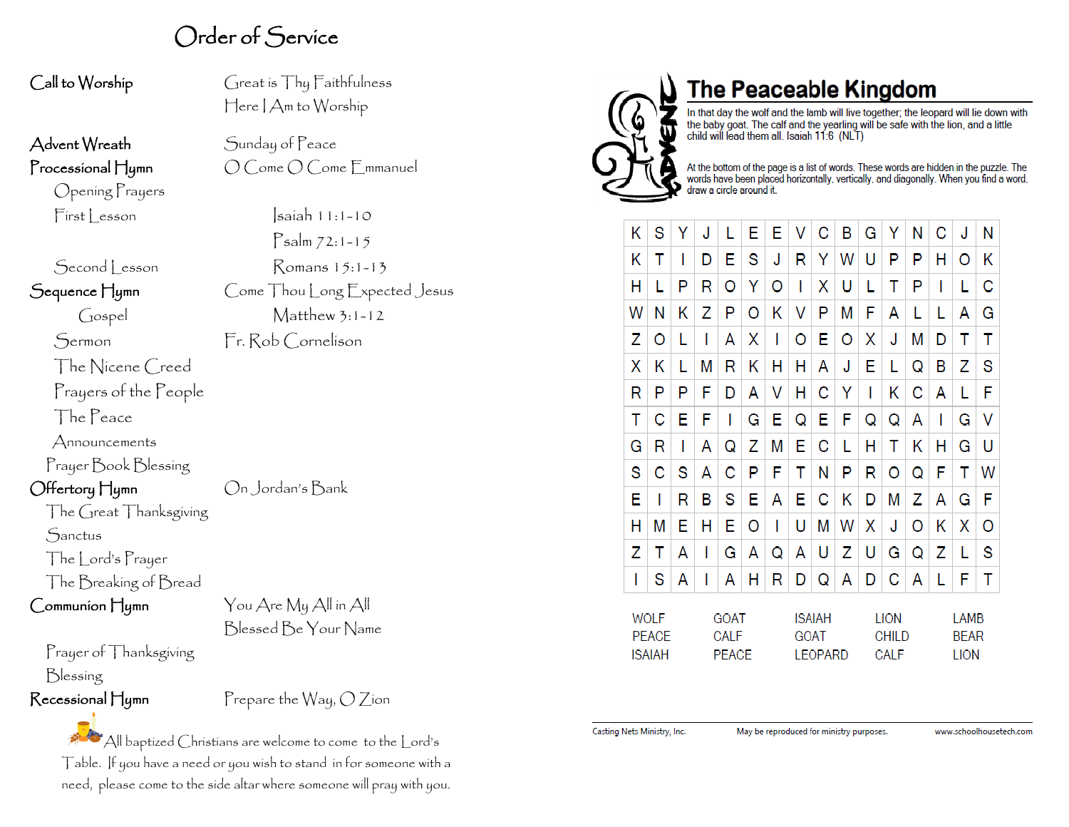# Order of Service

| | |
|---|---|
| Call to Worship | Great is Thy Faithfulness |
| | Here I Am to Worship |
| Advent Wreath | Sunday of Peace |
| Processional Hymn | O Come O Come Emmanuel |
| Opening Prayers | |
| First Lesson | Isaiah 11:1-10 |
| | Psalm 72:1-15 |
| Second Lesson | Romans 15:1-13 |
| Sequence Hymn | Come Thou Long Expected Jesus |
| Gospel | Matthew 3:1-12 |
| Sermon | Fr. Rob Cornelison |
| The Nicene Creed | |
| Prayers of the People | |
| The Peace | |
| Announcements | |
| Prayer Book Blessing | |
| Offertory Hymn | On Jordan's Bank |
| The Great Thanksgiving | |
| Sanctus | |
| The Lord's Prayer | |
| The Breaking of Bread | |
| Communion Hymn | You Are My All in All |
| | Blessed Be Your Name |
| Prayer of Thanksgiving | |
| Blessing | |
| Recessional Hymn | Prepare the Way, O Zion |

All baptized Christians are welcome to come to the Lord's Table. If you have a need or you wish to stand in for someone with a need, please come to the side altar where someone will pray with you.

ADVENT

## The Peaceable Kingdom

In that day the wolf and the lamb will live together; the leopard will lie down with the baby goat. The calf and the yearling will be safe with the lion, and a little child will lead them all. Isaiah 11:6 (NLT)

At the bottom of the page is a list of words. These words are hidden in the puzzle. The words have been placed horizontally, vertically, and diagonally. When you find a word, draw a circle around it.

| | | | | | | | | | | | | | | | |
|---|---|---|---|---|---|---|---|---|---|---|---|---|---|---|---|
| K | S | Y | J | L | E | E | V | C | B | G | Y | N | C | J | N |
| K | T | I | D | E | S | J | R | Y | W | U | P | P | H | O | K |
| H | L | P | R | O | Y | O | I | X | U | L | T | P | I | L | C |
| W | N | K | Z | P | O | K | V | P | M | F | A | L | L | A | G |
| Z | O | L | I | A | X | I | O | E | O | X | J | M | D | T | T |
| X | K | L | M | R | K | H | H | A | J | E | L | Q | B | Z | S |
| R | P | P | F | D | A | V | H | C | Y | I | K | C | A | L | F |
| T | C | E | F | I | G | E | Q | E | F | Q | Q | A | I | G | V |
| G | R | I | A | Q | Z | M | E | C | L | H | T | K | H | G | U |
| S | C | S | A | C | P | F | T | N | P | R | O | Q | F | T | W |
| E | I | R | B | S | E | A | E | C | K | D | M | Z | A | G | F |
| H | M | E | H | E | O | I | U | M | W | X | J | O | K | X | O |
| Z | T | A | I | G | A | Q | A | U | Z | U | G | Q | Z | L | S |
| I | S | A | I | A | H | R | D | Q | A | D | C | A | L | F | T |

| | | | | |
|---|---|---|---|---|
| WOLF | GOAT | ISAIAH | LION | LAMB |
| PEACE | CALF | GOAT | CHILD | BEAR |
| ISAIAH | PEACE | LEOPARD | CALF | LION |

Casting Nets Ministry, Inc. May be reproduced for ministry purposes. www.schoolhousetech.com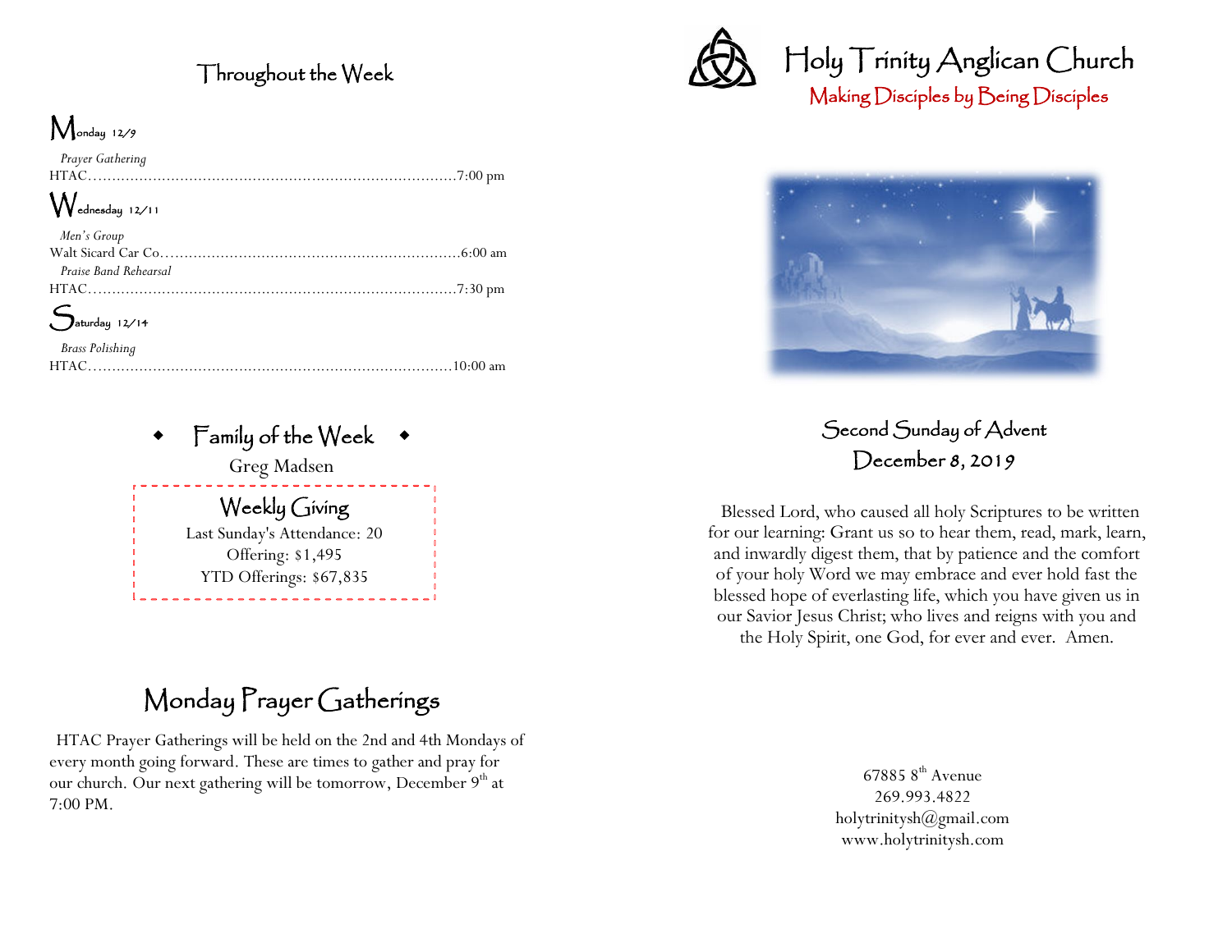## Throughout the Week

### Monday 12/9

*Prayer Gathering*
HTAC……………………………………………………………………7:00 pm

### Wednesday 12/11

*Men's Group*
Walt Sicard Car Co…………………………………………………………6:00 am

*Praise Band Rehearsal*
HTAC……………………………………………………………………7:30 pm

### Saturday 12/14

*Brass Polishing*
HTAC……………………………………………………………………10:00 am

## ◆ Family of the Week ◆

Greg Madsen

### Weekly Giving

Last Sunday's Attendance: 20
Offering: $1,495
YTD Offerings: $67,835

## Monday Prayer Gatherings

HTAC Prayer Gatherings will be held on the 2nd and 4th Mondays of every month going forward. These are times to gather and pray for our church. Our next gathering will be tomorrow, December 9th at 7:00 PM.

# Holy Trinity Anglican Church

Making Disciples by Being Disciples

## Second Sunday of Advent
## December 8, 2019

Blessed Lord, who caused all holy Scriptures to be written for our learning: Grant us so to hear them, read, mark, learn, and inwardly digest them, that by patience and the comfort of your holy Word we may embrace and ever hold fast the blessed hope of everlasting life, which you have given us in our Savior Jesus Christ; who lives and reigns with you and the Holy Spirit, one God, for ever and ever. Amen.

67885 8th Avenue
269.993.4822
holytrinitysh@gmail.com
www.holytrinitysh.com